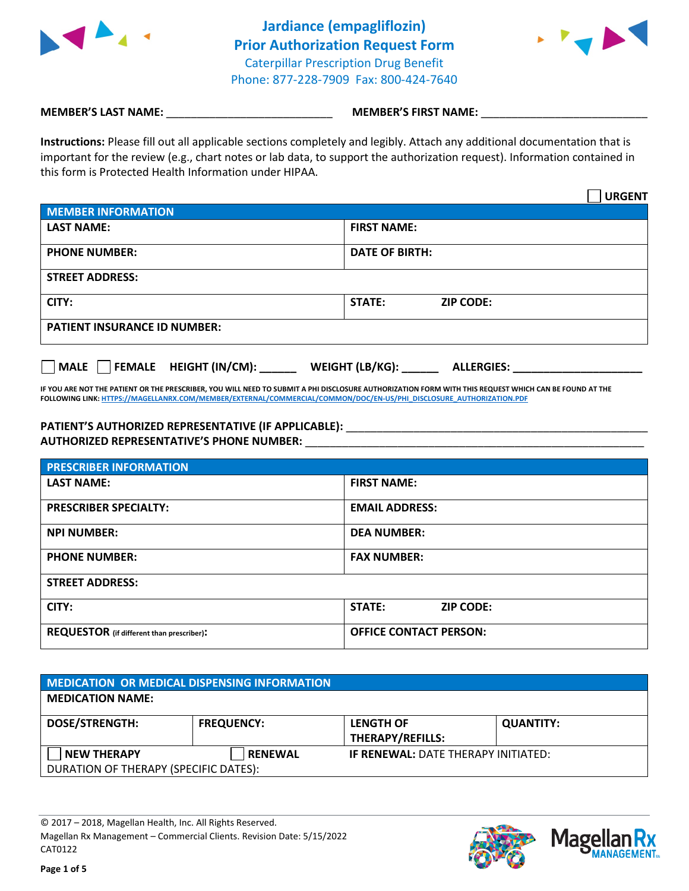# Jardiance (empagliflozin)
## Prior Authorization Request Form
Caterpillar Prescription Drug Benefit
Phone: 877-228-7909 Fax: 800-424-7640

**MEMBER'S LAST NAME:** ____________________________ **MEMBER'S FIRST NAME:** ____________________________

**Instructions:** Please fill out all applicable sections completely and legibly. Attach any additional documentation that is important for the review (e.g., chart notes or lab data, to support the authorization request). Information contained in this form is Protected Health Information under HIPAA.

☐ **URGENT**

| **MEMBER INFORMATION** | |
|---|---|
| **LAST NAME:** | **FIRST NAME:** |
| **PHONE NUMBER:** | **DATE OF BIRTH:** |
| **STREET ADDRESS:** | |
| **CITY:** | **STATE:** **ZIP CODE:** |
| **PATIENT INSURANCE ID NUMBER:** | |

☐ **MALE** ☐ **FEMALE** **HEIGHT (IN/CM):** ______ **WEIGHT (LB/KG):** ______ **ALLERGIES:** ____________________

**IF YOU ARE NOT THE PATIENT OR THE PRESCRIBER, YOU WILL NEED TO SUBMIT A PHI DISCLOSURE AUTHORIZATION FORM WITH THIS REQUEST WHICH CAN BE FOUND AT THE FOLLOWING LINK: HTTPS://MAGELLANRX.COM/MEMBER/EXTERNAL/COMMERCIAL/COMMON/DOC/EN-US/PHI_DISCLOSURE_AUTHORIZATION.PDF**

**PATIENT'S AUTHORIZED REPRESENTATIVE (IF APPLICABLE):** ____________________________________________
**AUTHORIZED REPRESENTATIVE'S PHONE NUMBER:** ____________________________________________

| **PRESCRIBER INFORMATION** | |
|---|---|
| **LAST NAME:** | **FIRST NAME:** |
| **PRESCRIBER SPECIALTY:** | **EMAIL ADDRESS:** |
| **NPI NUMBER:** | **DEA NUMBER:** |
| **PHONE NUMBER:** | **FAX NUMBER:** |
| **STREET ADDRESS:** | |
| **CITY:** | **STATE:** **ZIP CODE:** |
| **REQUESTOR** (if different than prescriber)**:** | **OFFICE CONTACT PERSON:** |

| **MEDICATION OR MEDICAL DISPENSING INFORMATION** | | | |
|---|---|---|---|
| **MEDICATION NAME:** | | | |
| **DOSE/STRENGTH:** | **FREQUENCY:** | **LENGTH OF THERAPY/REFILLS:** | **QUANTITY:** |
| ☐ **NEW THERAPY** | ☐ **RENEWAL** | **IF RENEWAL:** DATE THERAPY INITIATED: | |
| DURATION OF THERAPY (SPECIFIC DATES): | | | |

© 2017 – 2018, Magellan Health, Inc. All Rights Reserved.
Magellan Rx Management – Commercial Clients. Revision Date: 5/15/2022
CAT0122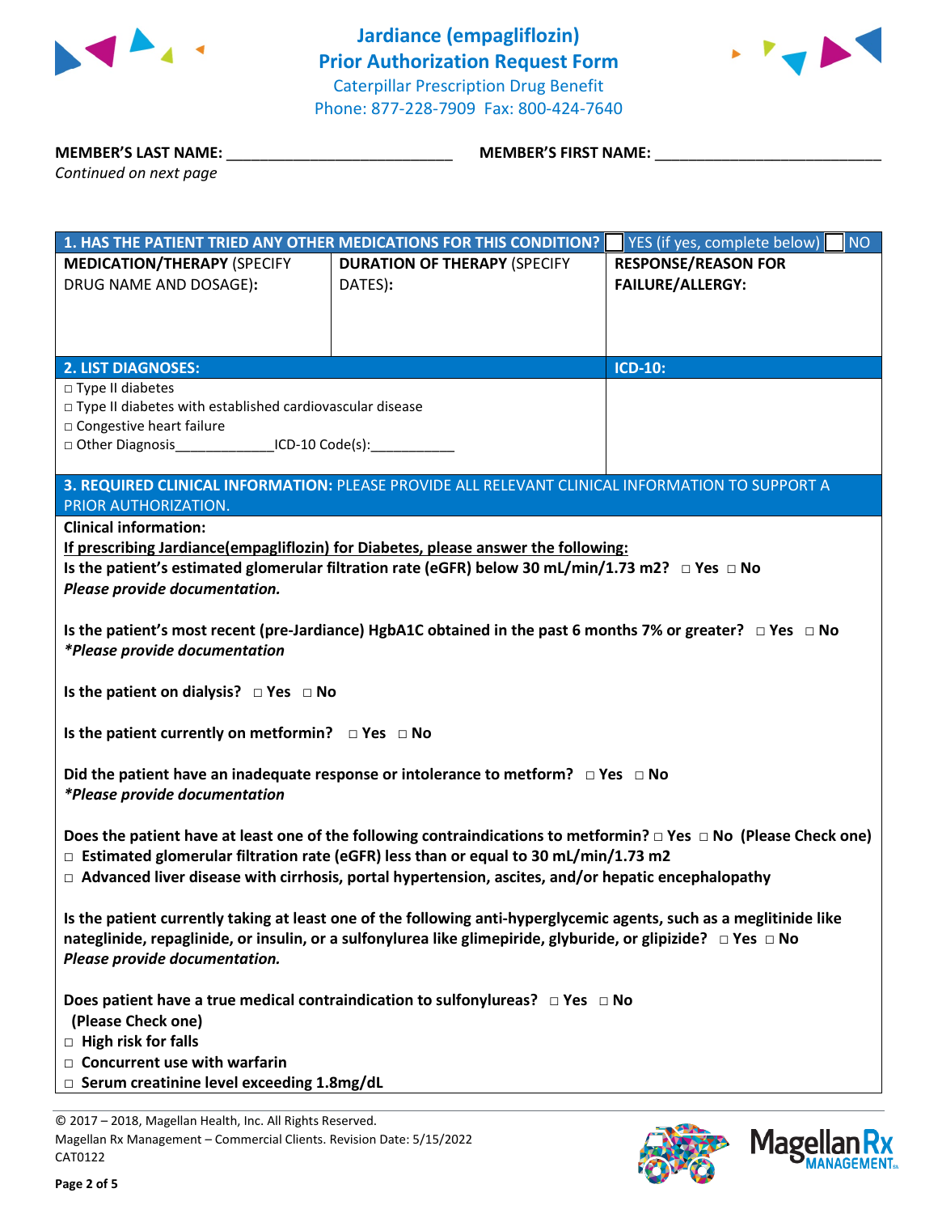# Jardiance (empagliflozin) Prior Authorization Request Form

Caterpillar Prescription Drug Benefit
Phone: 877-228-7909 Fax: 800-424-7640

**MEMBER'S LAST NAME:** ___________________________ **MEMBER'S FIRST NAME:** ___________________________

*Continued on next page*

| **1. HAS THE PATIENT TRIED ANY OTHER MEDICATIONS FOR THIS CONDITION?** | | ☐ YES (if yes, complete below) ☐ NO |
|---|---|---|
| **MEDICATION/THERAPY** (SPECIFY DRUG NAME AND DOSAGE)**:** | **DURATION OF THERAPY** (SPECIFY DATES)**:** | **RESPONSE/REASON FOR FAILURE/ALLERGY:** |
| | | |

| **2. LIST DIAGNOSES:** | **ICD-10:** |
|---|---|
| □ Type II diabetes<br>□ Type II diabetes with established cardiovascular disease<br>□ Congestive heart failure<br>□ Other Diagnosis_____________ICD-10 Code(s):___________ | |

**3. REQUIRED CLINICAL INFORMATION:** PLEASE PROVIDE ALL RELEVANT CLINICAL INFORMATION TO SUPPORT A PRIOR AUTHORIZATION.

**Clinical information:**

**<u>If prescribing Jardiance(empagliflozin) for Diabetes, please answer the following:</u>**

**Is the patient's estimated glomerular filtration rate (eGFR) below 30 mL/min/1.73 m2? □ Yes □ No**
***Please provide documentation.***

**Is the patient's most recent (pre-Jardiance) HgbA1C obtained in the past 6 months 7% or greater? □ Yes □ No**
***\*Please provide documentation***

**Is the patient on dialysis? □ Yes □ No**

**Is the patient currently on metformin? □ Yes □ No**

**Did the patient have an inadequate response or intolerance to metform? □ Yes □ No**
***\*Please provide documentation***

**Does the patient have at least one of the following contraindications to metformin? □ Yes □ No (Please Check one)**
- □ **Estimated glomerular filtration rate (eGFR) less than or equal to 30 mL/min/1.73 m2**
- □ **Advanced liver disease with cirrhosis, portal hypertension, ascites, and/or hepatic encephalopathy**

**Is the patient currently taking at least one of the following anti-hyperglycemic agents, such as a meglitinide like nateglinide, repaglinide, or insulin, or a sulfonylurea like glimepiride, glyburide, or glipizide? □ Yes □ No**
***Please provide documentation.***

**Does patient have a true medical contraindication to sulfonylureas? □ Yes □ No**
**(Please Check one)**
- □ **High risk for falls**
- □ **Concurrent use with warfarin**
- □ **Serum creatinine level exceeding 1.8mg/dL**

© 2017 – 2018, Magellan Health, Inc. All Rights Reserved.
Magellan Rx Management – Commercial Clients. Revision Date: 5/15/2022
CAT0122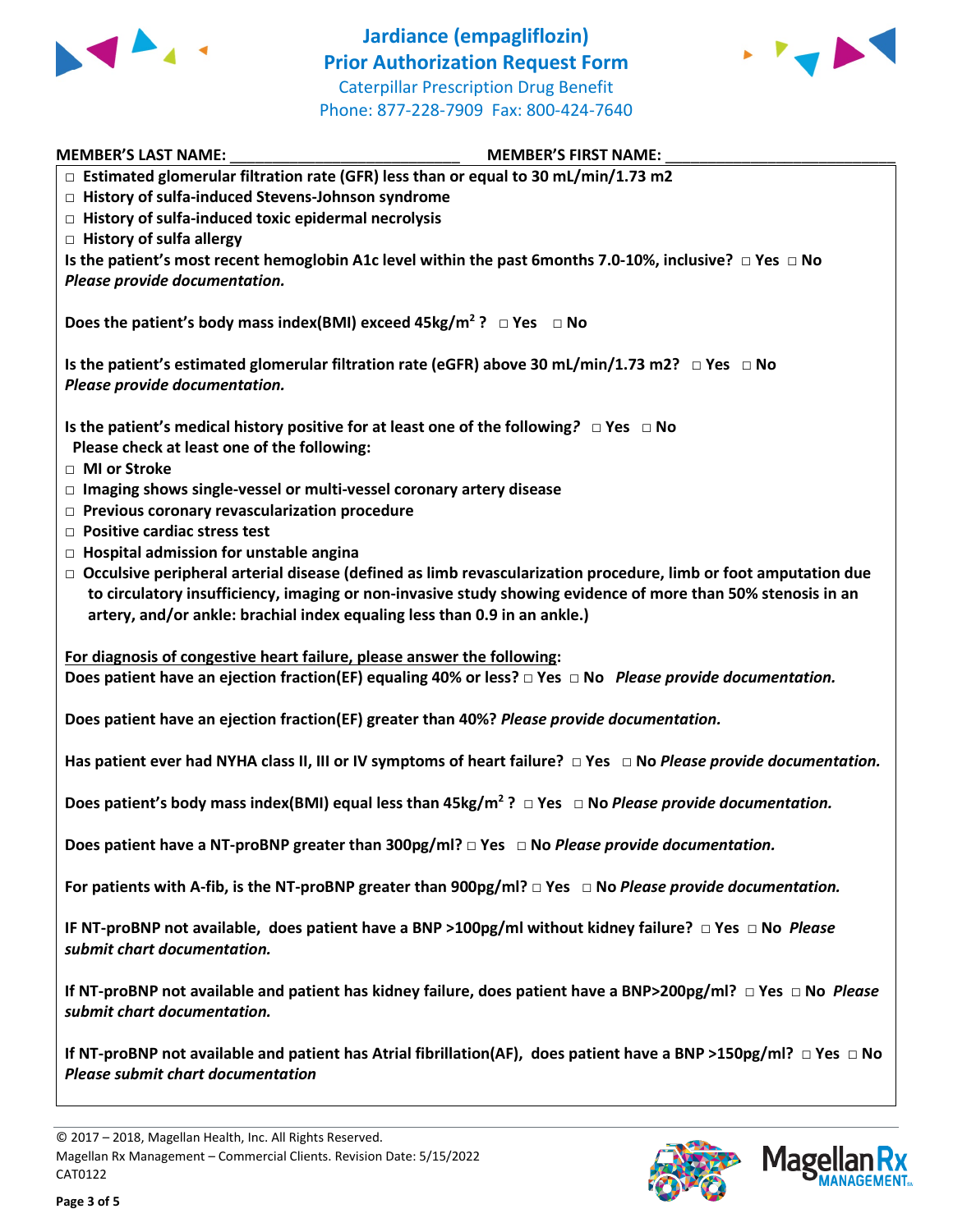# Jardiance (empagliflozin) Prior Authorization Request Form

Caterpillar Prescription Drug Benefit
Phone: 877-228-7909 Fax: 800-424-7640

**MEMBER'S LAST NAME:** ___________________________ **MEMBER'S FIRST NAME:** ___________________________

- □ **Estimated glomerular filtration rate (GFR) less than or equal to 30 mL/min/1.73 m2**
- □ **History of sulfa-induced Stevens-Johnson syndrome**
- □ **History of sulfa-induced toxic epidermal necrolysis**
- □ **History of sulfa allergy**

**Is the patient's most recent hemoglobin A1c level within the past 6months 7.0-10%, inclusive?** □ **Yes** □ **No**
*Please provide documentation.*

**Does the patient's body mass index(BMI) exceed 45kg/m$^2$ ?** □ **Yes** □ **No**

**Is the patient's estimated glomerular filtration rate (eGFR) above 30 mL/min/1.73 m2?** □ **Yes** □ **No**
*Please provide documentation.*

**Is the patient's medical history positive for at least one of the following?** □ **Yes** □ **No**
**Please check at least one of the following:**

- □ **MI or Stroke**
- □ **Imaging shows single-vessel or multi-vessel coronary artery disease**
- □ **Previous coronary revascularization procedure**
- □ **Positive cardiac stress test**
- □ **Hospital admission for unstable angina**
- □ **Occulsive peripheral arterial disease (defined as limb revascularization procedure, limb or foot amputation due to circulatory insufficiency, imaging or non-invasive study showing evidence of more than 50% stenosis in an artery, and/or ankle: brachial index equaling less than 0.9 in an ankle.)**

**For diagnosis of congestive heart failure, please answer the following:**

**Does patient have an ejection fraction(EF) equaling 40% or less?** □ **Yes** □ **No** *Please provide documentation.*

**Does patient have an ejection fraction(EF) greater than 40%?** *Please provide documentation.*

**Has patient ever had NYHA class II, III or IV symptoms of heart failure?** □ **Yes** □ **No** *Please provide documentation.*

**Does patient's body mass index(BMI) equal less than 45kg/m$^2$ ?** □ **Yes** □ **No** *Please provide documentation.*

**Does patient have a NT-proBNP greater than 300pg/ml?** □ **Yes** □ **No** *Please provide documentation.*

**For patients with A-fib, is the NT-proBNP greater than 900pg/ml?** □ **Yes** □ **No** *Please provide documentation.*

**IF NT-proBNP not available, does patient have a BNP >100pg/ml without kidney failure?** □ **Yes** □ **No** *Please submit chart documentation.*

**If NT-proBNP not available and patient has kidney failure, does patient have a BNP>200pg/ml?** □ **Yes** □ **No** *Please submit chart documentation.*

**If NT-proBNP not available and patient has Atrial fibrillation(AF), does patient have a BNP >150pg/ml?** □ **Yes** □ **No**
*Please submit chart documentation*

© 2017 – 2018, Magellan Health, Inc. All Rights Reserved.
Magellan Rx Management – Commercial Clients. Revision Date: 5/15/2022
CAT0122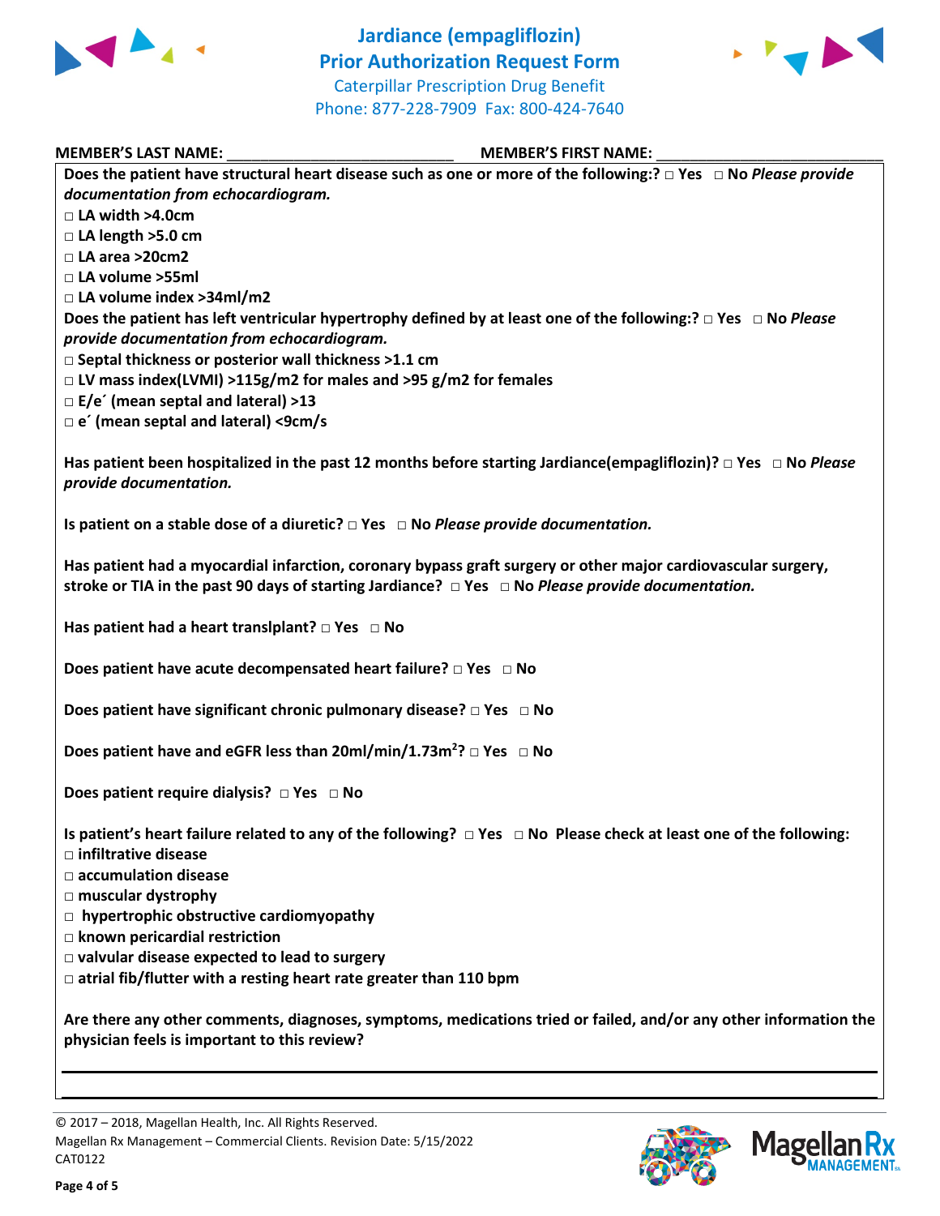# Jardiance (empagliflozin)
# Prior Authorization Request Form

Caterpillar Prescription Drug Benefit
Phone: 877-228-7909 Fax: 800-424-7640

**MEMBER'S LAST NAME:** ___________________________ **MEMBER'S FIRST NAME:** ___________________________

**Does the patient have structural heart disease such as one or more of the following:? □ Yes □ No** ***Please provide documentation from echocardiogram.***

- **□ LA width >4.0cm**
- **□ LA length >5.0 cm**
- **□ LA area >20cm2**
- **□ LA volume >55ml**
- **□ LA volume index >34ml/m2**

**Does the patient has left ventricular hypertrophy defined by at least one of the following:? □ Yes □ No** ***Please provide documentation from echocardiogram.***

- **□ Septal thickness or posterior wall thickness >1.1 cm**
- **□ LV mass index(LVMI) >115g/m2 for males and >95 g/m2 for females**
- **□ E/e´ (mean septal and lateral) >13**
- **□ e´ (mean septal and lateral) <9cm/s**

**Has patient been hospitalized in the past 12 months before starting Jardiance(empagliflozin)? □ Yes □ No** ***Please provide documentation.***

**Is patient on a stable dose of a diuretic? □ Yes □ No** ***Please provide documentation.***

**Has patient had a myocardial infarction, coronary bypass graft surgery or other major cardiovascular surgery, stroke or TIA in the past 90 days of starting Jardiance? □ Yes □ No** ***Please provide documentation.***

**Has patient had a heart translplant? □ Yes □ No**

**Does patient have acute decompensated heart failure? □ Yes □ No**

**Does patient have significant chronic pulmonary disease? □ Yes □ No**

**Does patient have and eGFR less than 20ml/min/1.73m$^2$? □ Yes □ No**

**Does patient require dialysis? □ Yes □ No**

**Is patient's heart failure related to any of the following? □ Yes □ No Please check at least one of the following:**

- **□ infiltrative disease**
- **□ accumulation disease**
- **□ muscular dystrophy**
- **□ hypertrophic obstructive cardiomyopathy**
- **□ known pericardial restriction**
- **□ valvular disease expected to lead to surgery**
- **□ atrial fib/flutter with a resting heart rate greater than 110 bpm**

**Are there any other comments, diagnoses, symptoms, medications tried or failed, and/or any other information the physician feels is important to this review?**

_______________________________________________________________________________

_______________________________________________________________________________

© 2017 – 2018, Magellan Health, Inc. All Rights Reserved.
Magellan Rx Management – Commercial Clients. Revision Date: 5/15/2022
CAT0122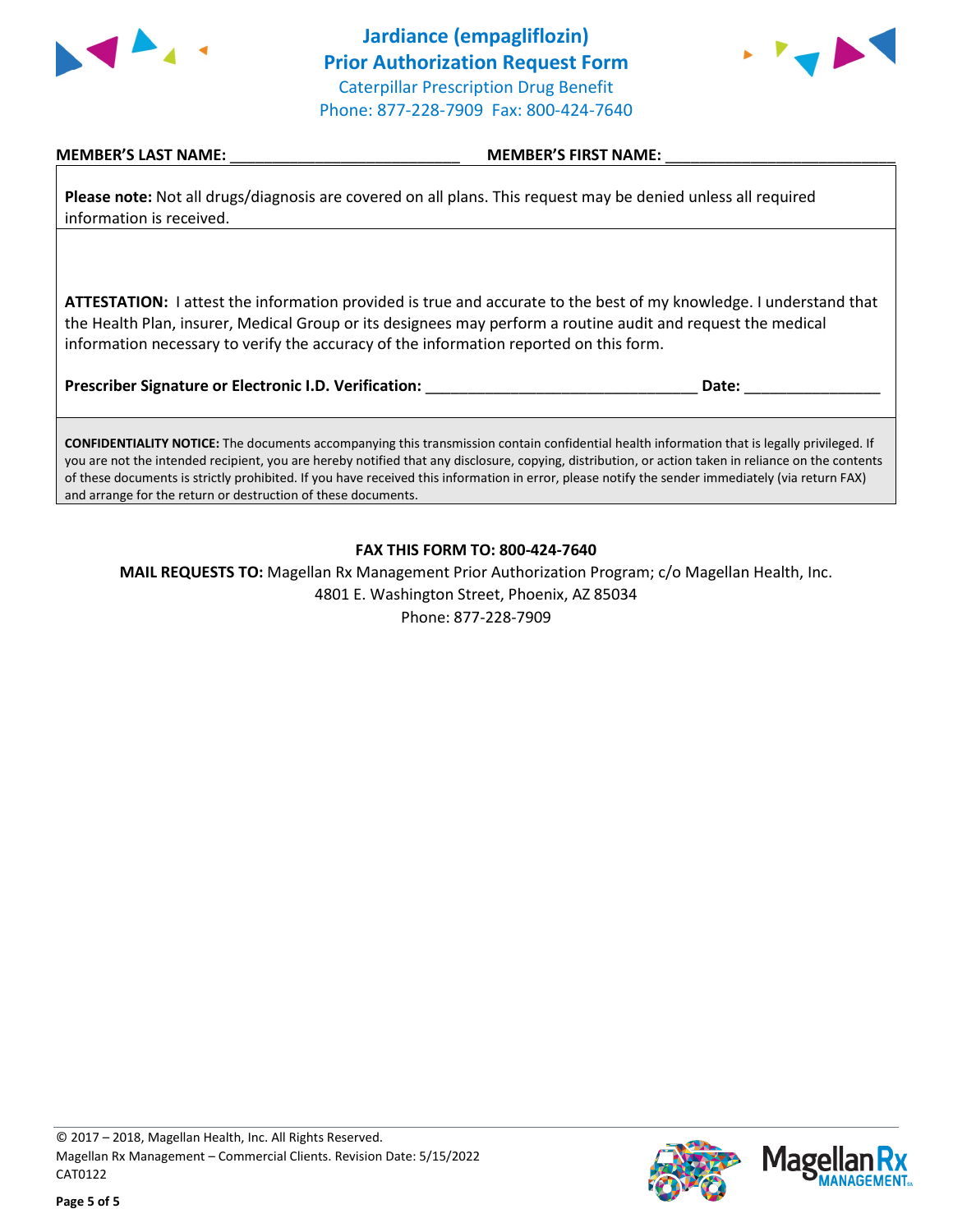**MEMBER'S LAST NAME:** ___________________________ **MEMBER'S FIRST NAME:** ___________________________

**Please note:** Not all drugs/diagnosis are covered on all plans. This request may be denied unless all required information is received.

**ATTESTATION:** I attest the information provided is true and accurate to the best of my knowledge. I understand that the Health Plan, insurer, Medical Group or its designees may perform a routine audit and request the medical information necessary to verify the accuracy of the information reported on this form.

**Prescriber Signature or Electronic I.D. Verification:** ________________________________ **Date:** ________________

**CONFIDENTIALITY NOTICE:** The documents accompanying this transmission contain confidential health information that is legally privileged. If you are not the intended recipient, you are hereby notified that any disclosure, copying, distribution, or action taken in reliance on the contents of these documents is strictly prohibited. If you have received this information in error, please notify the sender immediately (via return FAX) and arrange for the return or destruction of these documents.

**FAX THIS FORM TO: 800-424-7640**

**MAIL REQUESTS TO:** Magellan Rx Management Prior Authorization Program; c/o Magellan Health, Inc.
4801 E. Washington Street, Phoenix, AZ 85034
Phone: 877-228-7909